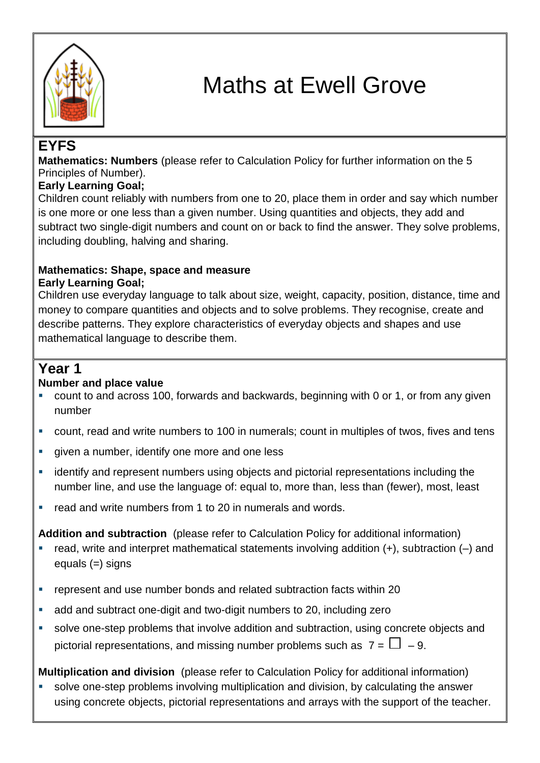# Maths at Ewell Grove

## EYFS

**Mathematics: Numbers** (please refer to Calculation Policy for further information on the 5 Principles of Number).

**Early Learning Goal;**

Children count reliably with numbers from one to 20, place them in order and say which number is one more or one less than a given number. Using quantities and objects, they add and subtract two single-digit numbers and count on or back to find the answer. They solve problems, including doubling, halving and sharing.

**Mathematics: Shape, space and measure**

**Early Learning Goal;**

Children use everyday language to talk about size, weight, capacity, position, distance, time and money to compare quantities and objects and to solve problems. They recognise, create and describe patterns. They explore characteristics of everyday objects and shapes and use mathematical language to describe them.

## Year 1

**Number and place value**

- count to and across 100, forwards and backwards, beginning with 0 or 1, or from any given number
- count, read and write numbers to 100 in numerals; count in multiples of twos, fives and tens
- given a number, identify one more and one less
- identify and represent numbers using objects and pictorial representations including the number line, and use the language of: equal to, more than, less than (fewer), most, least
- read and write numbers from 1 to 20 in numerals and words.

**Addition and subtraction** (please refer to Calculation Policy for additional information)

- read, write and interpret mathematical statements involving addition (+), subtraction (–) and equals (=) signs
- represent and use number bonds and related subtraction facts within 20
- add and subtract one-digit and two-digit numbers to 20, including zero
- solve one-step problems that involve addition and subtraction, using concrete objects and pictorial representations, and missing number problems such as $7 = \square - 9$.

**Multiplication and division** (please refer to Calculation Policy for additional information)

- solve one-step problems involving multiplication and division, by calculating the answer using concrete objects, pictorial representations and arrays with the support of the teacher.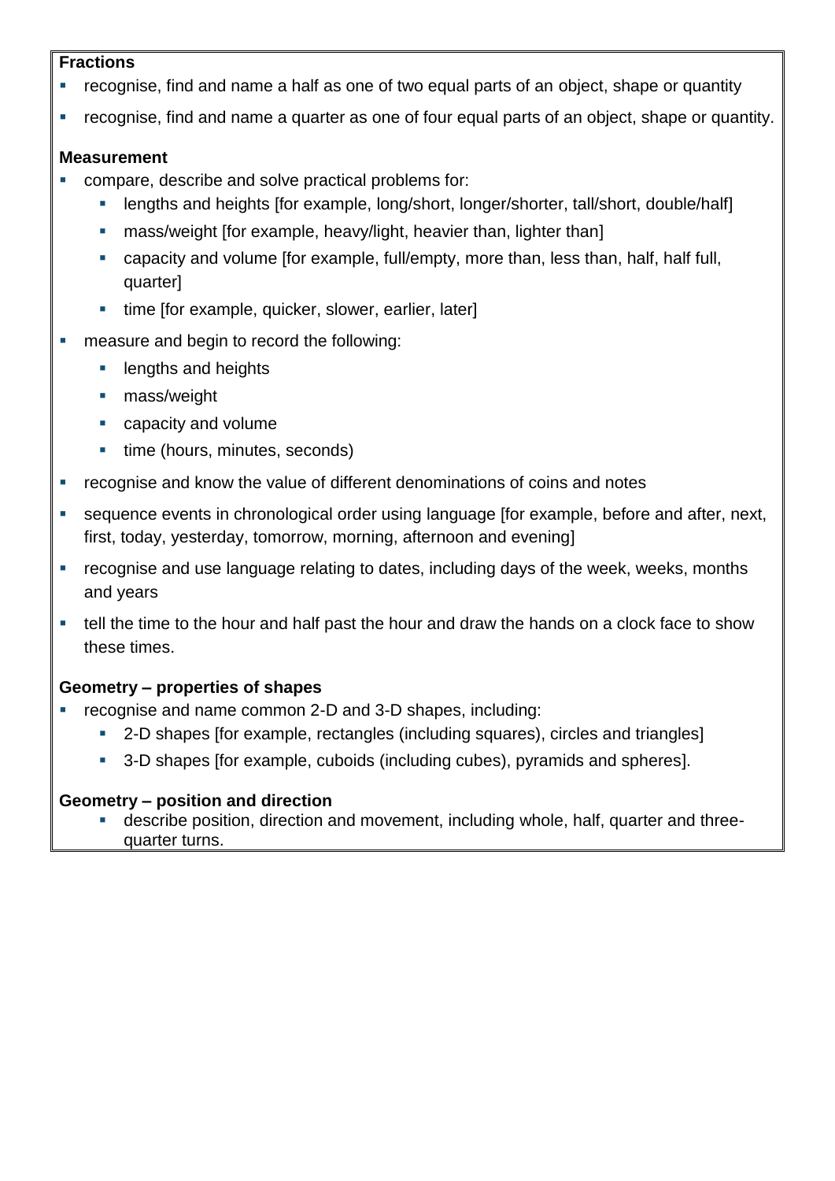**Fractions**

- recognise, find and name a half as one of two equal parts of an object, shape or quantity
- recognise, find and name a quarter as one of four equal parts of an object, shape or quantity.

**Measurement**

- compare, describe and solve practical problems for:
  - lengths and heights [for example, long/short, longer/shorter, tall/short, double/half]
  - mass/weight [for example, heavy/light, heavier than, lighter than]
  - capacity and volume [for example, full/empty, more than, less than, half, half full, quarter]
  - time [for example, quicker, slower, earlier, later]
- measure and begin to record the following:
  - lengths and heights
  - mass/weight
  - capacity and volume
  - time (hours, minutes, seconds)
- recognise and know the value of different denominations of coins and notes
- sequence events in chronological order using language [for example, before and after, next, first, today, yesterday, tomorrow, morning, afternoon and evening]
- recognise and use language relating to dates, including days of the week, weeks, months and years
- tell the time to the hour and half past the hour and draw the hands on a clock face to show these times.

**Geometry – properties of shapes**

- recognise and name common 2-D and 3-D shapes, including:
  - 2-D shapes [for example, rectangles (including squares), circles and triangles]
  - 3-D shapes [for example, cuboids (including cubes), pyramids and spheres].

**Geometry – position and direction**

- describe position, direction and movement, including whole, half, quarter and three-quarter turns.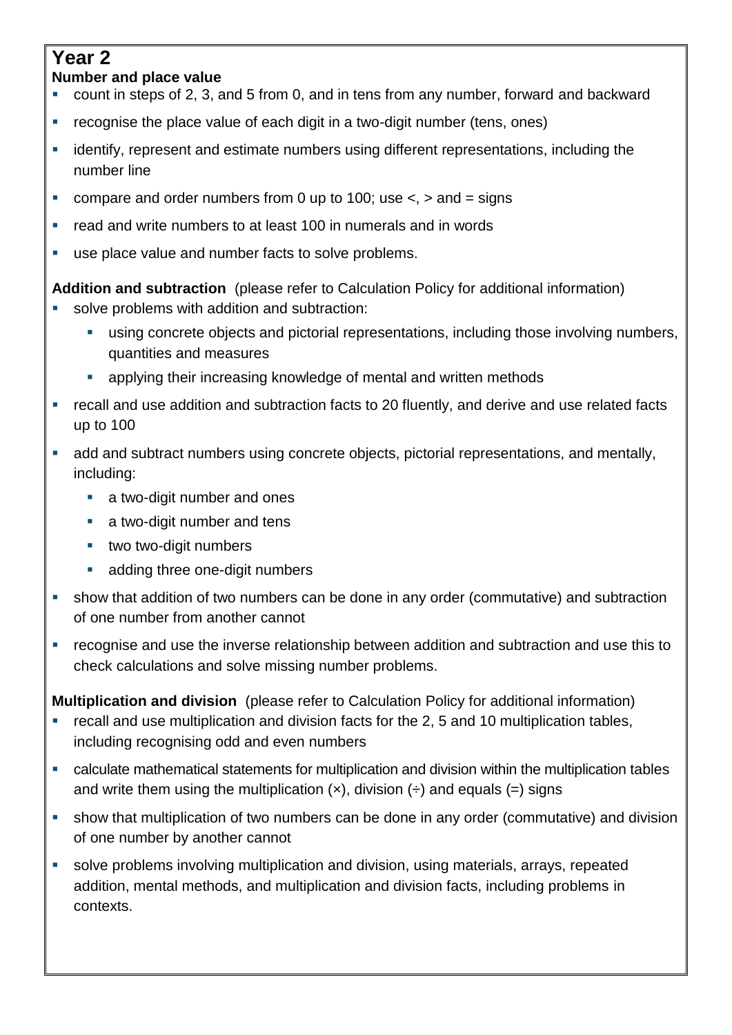# Year 2

**Number and place value**

- count in steps of 2, 3, and 5 from 0, and in tens from any number, forward and backward
- recognise the place value of each digit in a two-digit number (tens, ones)
- identify, represent and estimate numbers using different representations, including the number line
- compare and order numbers from 0 up to 100; use <, > and = signs
- read and write numbers to at least 100 in numerals and in words
- use place value and number facts to solve problems.

**Addition and subtraction** (please refer to Calculation Policy for additional information)

- solve problems with addition and subtraction:
  - using concrete objects and pictorial representations, including those involving numbers, quantities and measures
  - applying their increasing knowledge of mental and written methods
- recall and use addition and subtraction facts to 20 fluently, and derive and use related facts up to 100
- add and subtract numbers using concrete objects, pictorial representations, and mentally, including:
  - a two-digit number and ones
  - a two-digit number and tens
  - two two-digit numbers
  - adding three one-digit numbers
- show that addition of two numbers can be done in any order (commutative) and subtraction of one number from another cannot
- recognise and use the inverse relationship between addition and subtraction and use this to check calculations and solve missing number problems.

**Multiplication and division** (please refer to Calculation Policy for additional information)

- recall and use multiplication and division facts for the 2, 5 and 10 multiplication tables, including recognising odd and even numbers
- calculate mathematical statements for multiplication and division within the multiplication tables and write them using the multiplication (×), division (÷) and equals (=) signs
- show that multiplication of two numbers can be done in any order (commutative) and division of one number by another cannot
- solve problems involving multiplication and division, using materials, arrays, repeated addition, mental methods, and multiplication and division facts, including problems in contexts.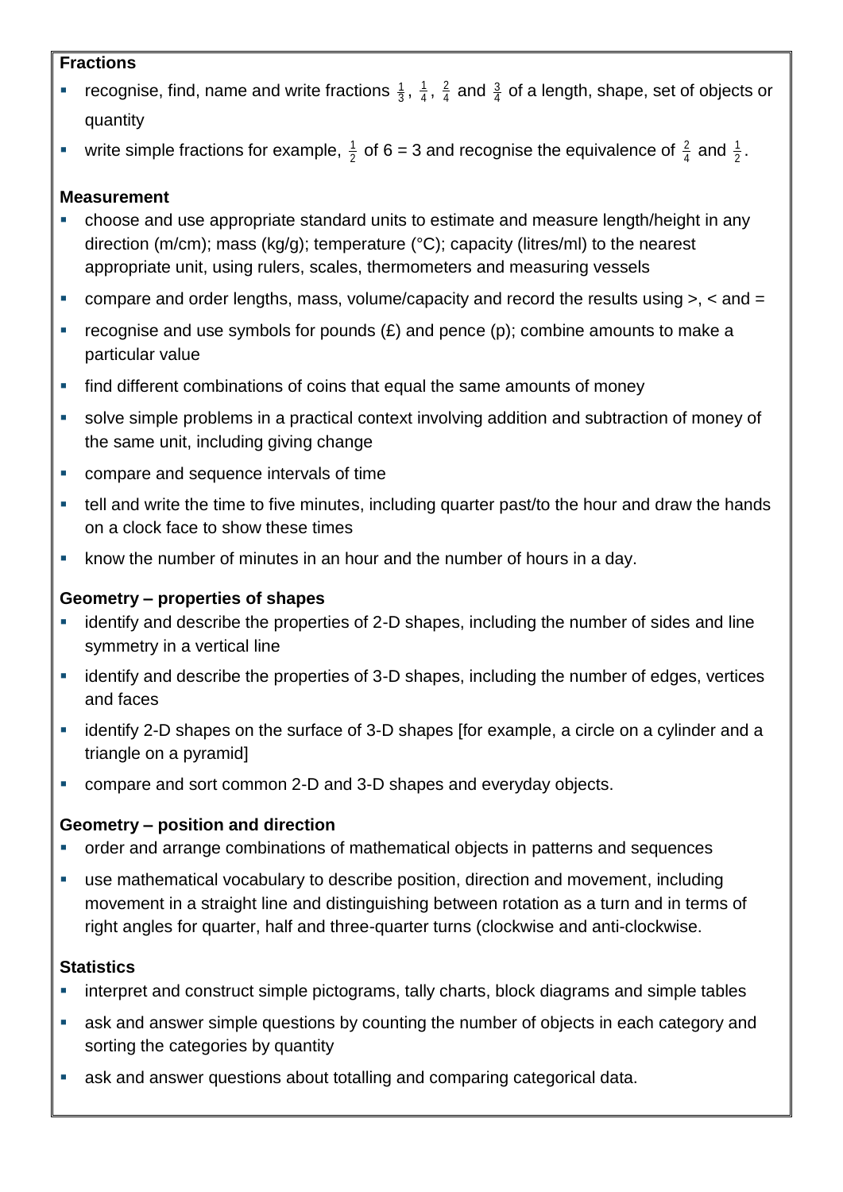**Fractions**

- recognise, find, name and write fractions $\frac{1}{3}$, $\frac{1}{4}$, $\frac{2}{4}$ and $\frac{3}{4}$ of a length, shape, set of objects or quantity
- write simple fractions for example, $\frac{1}{2}$ of 6 = 3 and recognise the equivalence of $\frac{2}{4}$ and $\frac{1}{2}$.

**Measurement**

- choose and use appropriate standard units to estimate and measure length/height in any direction (m/cm); mass (kg/g); temperature (°C); capacity (litres/ml) to the nearest appropriate unit, using rulers, scales, thermometers and measuring vessels
- compare and order lengths, mass, volume/capacity and record the results using >, < and =
- recognise and use symbols for pounds (£) and pence (p); combine amounts to make a particular value
- find different combinations of coins that equal the same amounts of money
- solve simple problems in a practical context involving addition and subtraction of money of the same unit, including giving change
- compare and sequence intervals of time
- tell and write the time to five minutes, including quarter past/to the hour and draw the hands on a clock face to show these times
- know the number of minutes in an hour and the number of hours in a day.

**Geometry – properties of shapes**

- identify and describe the properties of 2-D shapes, including the number of sides and line symmetry in a vertical line
- identify and describe the properties of 3-D shapes, including the number of edges, vertices and faces
- identify 2-D shapes on the surface of 3-D shapes [for example, a circle on a cylinder and a triangle on a pyramid]
- compare and sort common 2-D and 3-D shapes and everyday objects.

**Geometry – position and direction**

- order and arrange combinations of mathematical objects in patterns and sequences
- use mathematical vocabulary to describe position, direction and movement, including movement in a straight line and distinguishing between rotation as a turn and in terms of right angles for quarter, half and three-quarter turns (clockwise and anti-clockwise.

**Statistics**

- interpret and construct simple pictograms, tally charts, block diagrams and simple tables
- ask and answer simple questions by counting the number of objects in each category and sorting the categories by quantity
- ask and answer questions about totalling and comparing categorical data.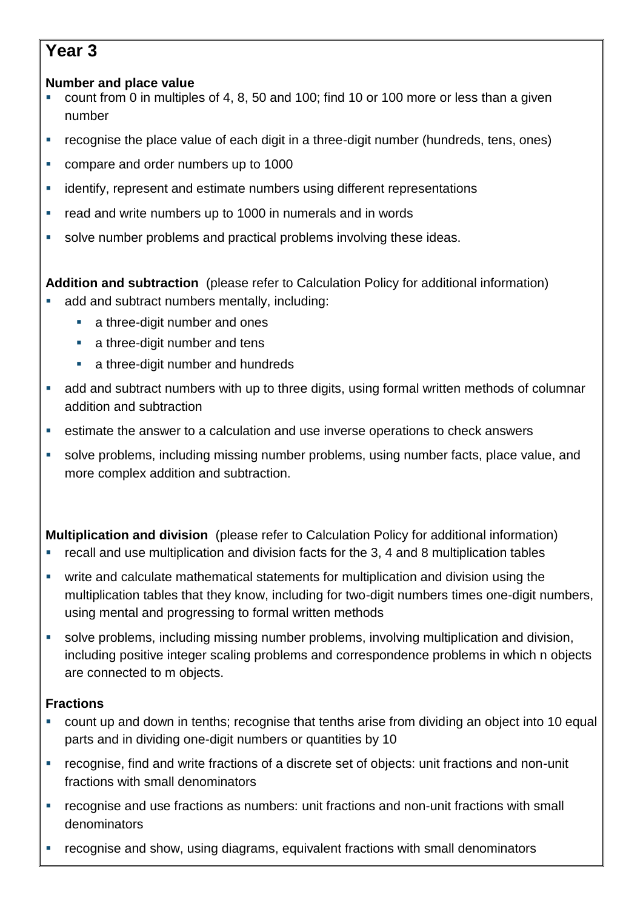# Year 3

**Number and place value**

- count from 0 in multiples of 4, 8, 50 and 100; find 10 or 100 more or less than a given number
- recognise the place value of each digit in a three-digit number (hundreds, tens, ones)
- compare and order numbers up to 1000
- identify, represent and estimate numbers using different representations
- read and write numbers up to 1000 in numerals and in words
- solve number problems and practical problems involving these ideas.

**Addition and subtraction** (please refer to Calculation Policy for additional information)

- add and subtract numbers mentally, including:
  - a three-digit number and ones
  - a three-digit number and tens
  - a three-digit number and hundreds
- add and subtract numbers with up to three digits, using formal written methods of columnar addition and subtraction
- estimate the answer to a calculation and use inverse operations to check answers
- solve problems, including missing number problems, using number facts, place value, and more complex addition and subtraction.

**Multiplication and division** (please refer to Calculation Policy for additional information)

- recall and use multiplication and division facts for the 3, 4 and 8 multiplication tables
- write and calculate mathematical statements for multiplication and division using the multiplication tables that they know, including for two-digit numbers times one-digit numbers, using mental and progressing to formal written methods
- solve problems, including missing number problems, involving multiplication and division, including positive integer scaling problems and correspondence problems in which n objects are connected to m objects.

**Fractions**

- count up and down in tenths; recognise that tenths arise from dividing an object into 10 equal parts and in dividing one-digit numbers or quantities by 10
- recognise, find and write fractions of a discrete set of objects: unit fractions and non-unit fractions with small denominators
- recognise and use fractions as numbers: unit fractions and non-unit fractions with small denominators
- recognise and show, using diagrams, equivalent fractions with small denominators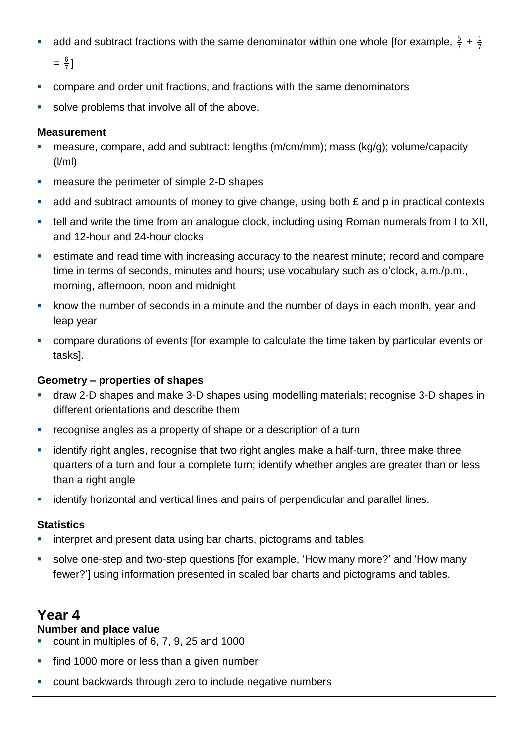- add and subtract fractions with the same denominator within one whole [for example, $\frac{5}{7} + \frac{1}{7} = \frac{6}{7}$]
- compare and order unit fractions, and fractions with the same denominators
- solve problems that involve all of the above.

**Measurement**

- measure, compare, add and subtract: lengths (m/cm/mm); mass (kg/g); volume/capacity (l/ml)
- measure the perimeter of simple 2-D shapes
- add and subtract amounts of money to give change, using both £ and p in practical contexts
- tell and write the time from an analogue clock, including using Roman numerals from I to XII, and 12-hour and 24-hour clocks
- estimate and read time with increasing accuracy to the nearest minute; record and compare time in terms of seconds, minutes and hours; use vocabulary such as o'clock, a.m./p.m., morning, afternoon, noon and midnight
- know the number of seconds in a minute and the number of days in each month, year and leap year
- compare durations of events [for example to calculate the time taken by particular events or tasks].

**Geometry – properties of shapes**

- draw 2-D shapes and make 3-D shapes using modelling materials; recognise 3-D shapes in different orientations and describe them
- recognise angles as a property of shape or a description of a turn
- identify right angles, recognise that two right angles make a half-turn, three make three quarters of a turn and four a complete turn; identify whether angles are greater than or less than a right angle
- identify horizontal and vertical lines and pairs of perpendicular and parallel lines.

**Statistics**

- interpret and present data using bar charts, pictograms and tables
- solve one-step and two-step questions [for example, 'How many more?' and 'How many fewer?'] using information presented in scaled bar charts and pictograms and tables.

## Year 4

**Number and place value**

- count in multiples of 6, 7, 9, 25 and 1000
- find 1000 more or less than a given number
- count backwards through zero to include negative numbers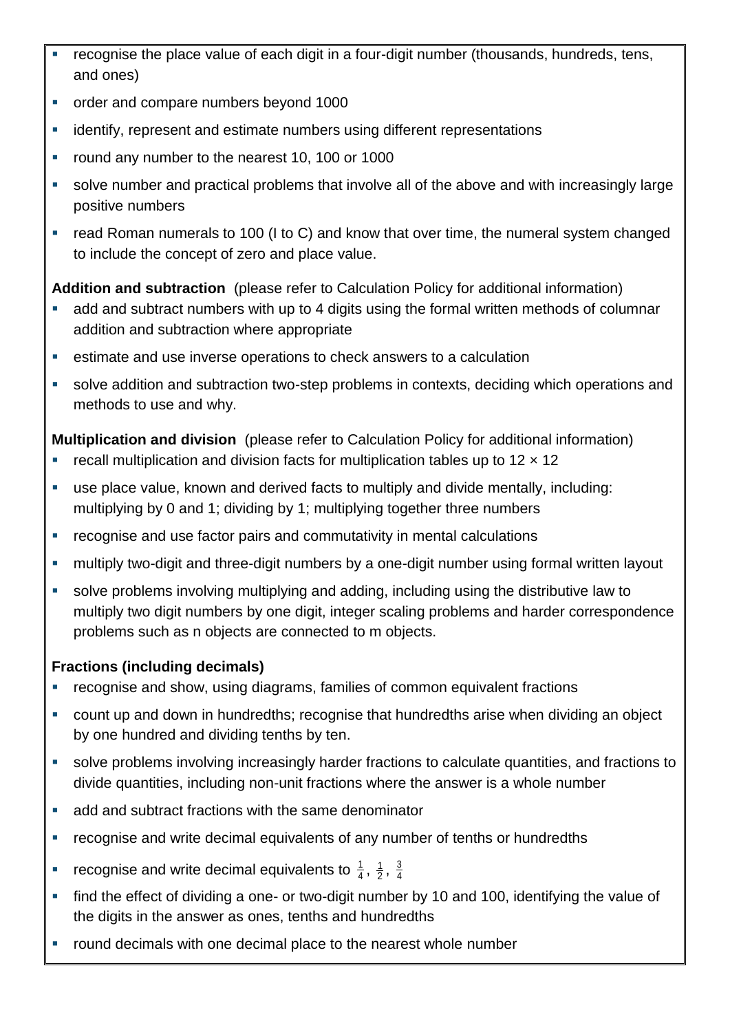- recognise the place value of each digit in a four-digit number (thousands, hundreds, tens, and ones)
- order and compare numbers beyond 1000
- identify, represent and estimate numbers using different representations
- round any number to the nearest 10, 100 or 1000
- solve number and practical problems that involve all of the above and with increasingly large positive numbers
- read Roman numerals to 100 (I to C) and know that over time, the numeral system changed to include the concept of zero and place value.

**Addition and subtraction** (please refer to Calculation Policy for additional information)

- add and subtract numbers with up to 4 digits using the formal written methods of columnar addition and subtraction where appropriate
- estimate and use inverse operations to check answers to a calculation
- solve addition and subtraction two-step problems in contexts, deciding which operations and methods to use and why.

**Multiplication and division** (please refer to Calculation Policy for additional information)

- recall multiplication and division facts for multiplication tables up to $12 \times 12$
- use place value, known and derived facts to multiply and divide mentally, including: multiplying by 0 and 1; dividing by 1; multiplying together three numbers
- recognise and use factor pairs and commutativity in mental calculations
- multiply two-digit and three-digit numbers by a one-digit number using formal written layout
- solve problems involving multiplying and adding, including using the distributive law to multiply two digit numbers by one digit, integer scaling problems and harder correspondence problems such as n objects are connected to m objects.

**Fractions (including decimals)**

- recognise and show, using diagrams, families of common equivalent fractions
- count up and down in hundredths; recognise that hundredths arise when dividing an object by one hundred and dividing tenths by ten.
- solve problems involving increasingly harder fractions to calculate quantities, and fractions to divide quantities, including non-unit fractions where the answer is a whole number
- add and subtract fractions with the same denominator
- recognise and write decimal equivalents of any number of tenths or hundredths
- recognise and write decimal equivalents to $\frac{1}{4}$, $\frac{1}{2}$, $\frac{3}{4}$
- find the effect of dividing a one- or two-digit number by 10 and 100, identifying the value of the digits in the answer as ones, tenths and hundredths
- round decimals with one decimal place to the nearest whole number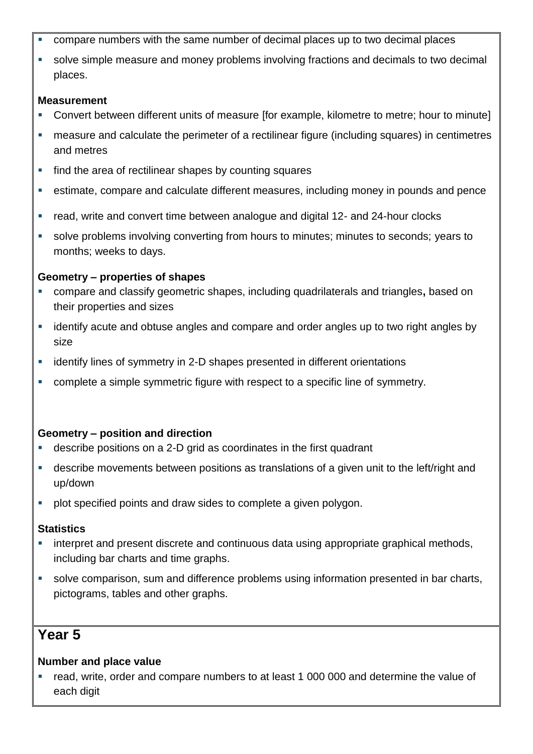- compare numbers with the same number of decimal places up to two decimal places
- solve simple measure and money problems involving fractions and decimals to two decimal places.

**Measurement**

- Convert between different units of measure [for example, kilometre to metre; hour to minute]
- measure and calculate the perimeter of a rectilinear figure (including squares) in centimetres and metres
- find the area of rectilinear shapes by counting squares
- estimate, compare and calculate different measures, including money in pounds and pence
- read, write and convert time between analogue and digital 12- and 24-hour clocks
- solve problems involving converting from hours to minutes; minutes to seconds; years to months; weeks to days.

**Geometry – properties of shapes**

- compare and classify geometric shapes, including quadrilaterals and triangles**,** based on their properties and sizes
- identify acute and obtuse angles and compare and order angles up to two right angles by size
- identify lines of symmetry in 2-D shapes presented in different orientations
- complete a simple symmetric figure with respect to a specific line of symmetry.

**Geometry – position and direction**

- describe positions on a 2-D grid as coordinates in the first quadrant
- describe movements between positions as translations of a given unit to the left/right and up/down
- plot specified points and draw sides to complete a given polygon.

**Statistics**

- interpret and present discrete and continuous data using appropriate graphical methods, including bar charts and time graphs.
- solve comparison, sum and difference problems using information presented in bar charts, pictograms, tables and other graphs.

## Year 5

**Number and place value**

- read, write, order and compare numbers to at least 1 000 000 and determine the value of each digit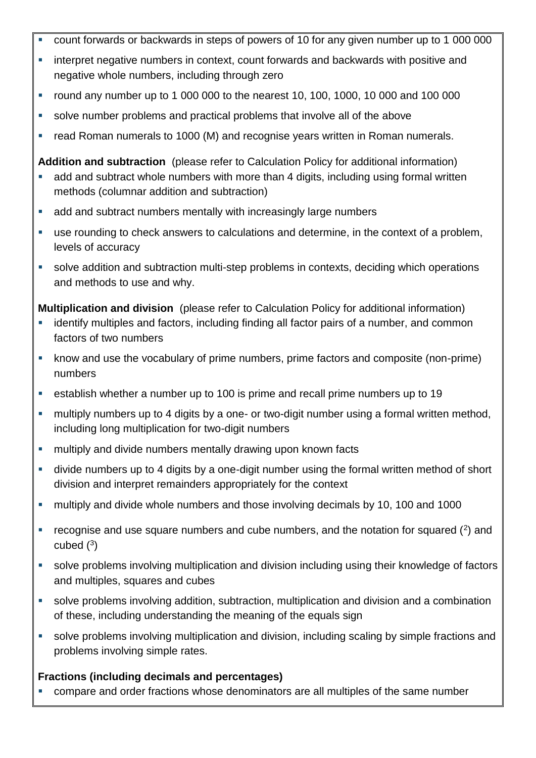- count forwards or backwards in steps of powers of 10 for any given number up to 1 000 000
- interpret negative numbers in context, count forwards and backwards with positive and negative whole numbers, including through zero
- round any number up to 1 000 000 to the nearest 10, 100, 1000, 10 000 and 100 000
- solve number problems and practical problems that involve all of the above
- read Roman numerals to 1000 (M) and recognise years written in Roman numerals.

**Addition and subtraction** (please refer to Calculation Policy for additional information)

- add and subtract whole numbers with more than 4 digits, including using formal written methods (columnar addition and subtraction)
- add and subtract numbers mentally with increasingly large numbers
- use rounding to check answers to calculations and determine, in the context of a problem, levels of accuracy
- solve addition and subtraction multi-step problems in contexts, deciding which operations and methods to use and why.

**Multiplication and division** (please refer to Calculation Policy for additional information)

- identify multiples and factors, including finding all factor pairs of a number, and common factors of two numbers
- know and use the vocabulary of prime numbers, prime factors and composite (non-prime) numbers
- establish whether a number up to 100 is prime and recall prime numbers up to 19
- multiply numbers up to 4 digits by a one- or two-digit number using a formal written method, including long multiplication for two-digit numbers
- multiply and divide numbers mentally drawing upon known facts
- divide numbers up to 4 digits by a one-digit number using the formal written method of short division and interpret remainders appropriately for the context
- multiply and divide whole numbers and those involving decimals by 10, 100 and 1000
- recognise and use square numbers and cube numbers, and the notation for squared ($^2$) and cubed ($^3$)
- solve problems involving multiplication and division including using their knowledge of factors and multiples, squares and cubes
- solve problems involving addition, subtraction, multiplication and division and a combination of these, including understanding the meaning of the equals sign
- solve problems involving multiplication and division, including scaling by simple fractions and problems involving simple rates.

**Fractions (including decimals and percentages)**

- compare and order fractions whose denominators are all multiples of the same number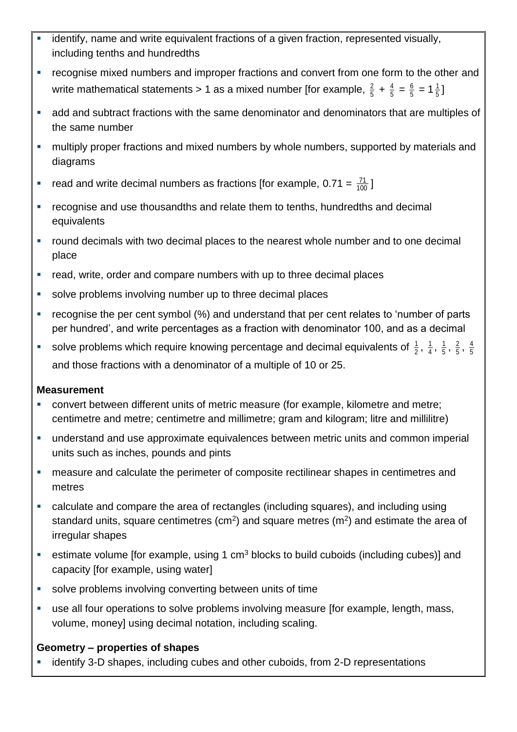- identify, name and write equivalent fractions of a given fraction, represented visually, including tenths and hundredths
- recognise mixed numbers and improper fractions and convert from one form to the other and write mathematical statements > 1 as a mixed number [for example, $\frac{2}{5} + \frac{4}{5} = \frac{6}{5} = 1\frac{1}{5}$]
- add and subtract fractions with the same denominator and denominators that are multiples of the same number
- multiply proper fractions and mixed numbers by whole numbers, supported by materials and diagrams
- read and write decimal numbers as fractions [for example, $0.71 = \frac{71}{100}$]
- recognise and use thousandths and relate them to tenths, hundredths and decimal equivalents
- round decimals with two decimal places to the nearest whole number and to one decimal place
- read, write, order and compare numbers with up to three decimal places
- solve problems involving number up to three decimal places
- recognise the per cent symbol (%) and understand that per cent relates to 'number of parts per hundred', and write percentages as a fraction with denominator 100, and as a decimal
- solve problems which require knowing percentage and decimal equivalents of $\frac{1}{2}$, $\frac{1}{4}$, $\frac{1}{5}$, $\frac{2}{5}$, $\frac{4}{5}$ and those fractions with a denominator of a multiple of 10 or 25.

**Measurement**

- convert between different units of metric measure (for example, kilometre and metre; centimetre and metre; centimetre and millimetre; gram and kilogram; litre and millilitre)
- understand and use approximate equivalences between metric units and common imperial units such as inches, pounds and pints
- measure and calculate the perimeter of composite rectilinear shapes in centimetres and metres
- calculate and compare the area of rectangles (including squares), and including using standard units, square centimetres ($cm^2$) and square metres ($m^2$) and estimate the area of irregular shapes
- estimate volume [for example, using 1 $cm^3$ blocks to build cuboids (including cubes)] and capacity [for example, using water]
- solve problems involving converting between units of time
- use all four operations to solve problems involving measure [for example, length, mass, volume, money] using decimal notation, including scaling.

**Geometry – properties of shapes**

- identify 3-D shapes, including cubes and other cuboids, from 2-D representations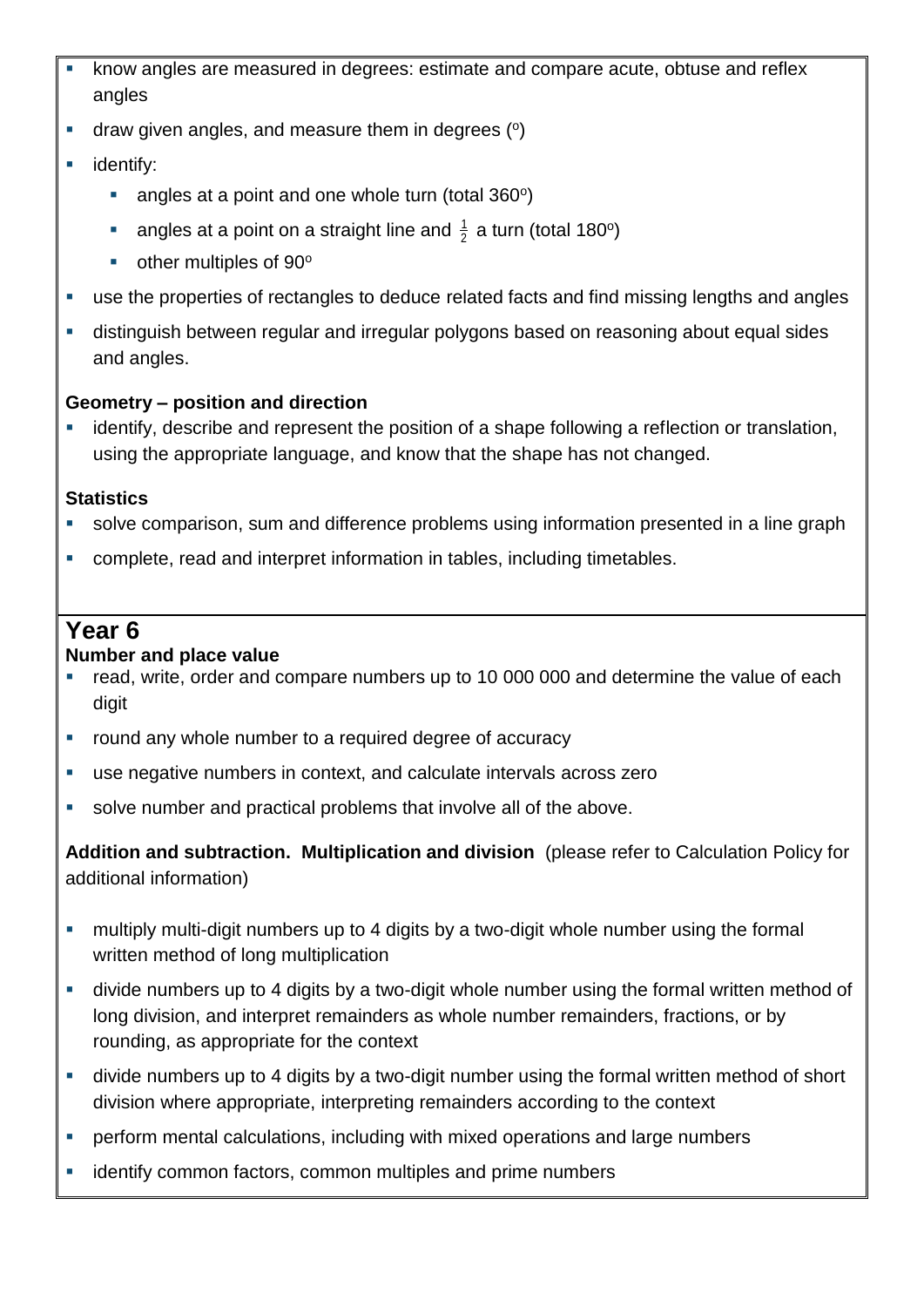- know angles are measured in degrees: estimate and compare acute, obtuse and reflex angles
- draw given angles, and measure them in degrees (°)
- identify:
  - angles at a point and one whole turn (total 360°)
  - angles at a point on a straight line and $\frac{1}{2}$ a turn (total 180°)
  - other multiples of 90°
- use the properties of rectangles to deduce related facts and find missing lengths and angles
- distinguish between regular and irregular polygons based on reasoning about equal sides and angles.

**Geometry – position and direction**

- identify, describe and represent the position of a shape following a reflection or translation, using the appropriate language, and know that the shape has not changed.

**Statistics**

- solve comparison, sum and difference problems using information presented in a line graph
- complete, read and interpret information in tables, including timetables.

## Year 6

**Number and place value**

- read, write, order and compare numbers up to 10 000 000 and determine the value of each digit
- round any whole number to a required degree of accuracy
- use negative numbers in context, and calculate intervals across zero
- solve number and practical problems that involve all of the above.

**Addition and subtraction. Multiplication and division** (please refer to Calculation Policy for additional information)

- multiply multi-digit numbers up to 4 digits by a two-digit whole number using the formal written method of long multiplication
- divide numbers up to 4 digits by a two-digit whole number using the formal written method of long division, and interpret remainders as whole number remainders, fractions, or by rounding, as appropriate for the context
- divide numbers up to 4 digits by a two-digit number using the formal written method of short division where appropriate, interpreting remainders according to the context
- perform mental calculations, including with mixed operations and large numbers
- identify common factors, common multiples and prime numbers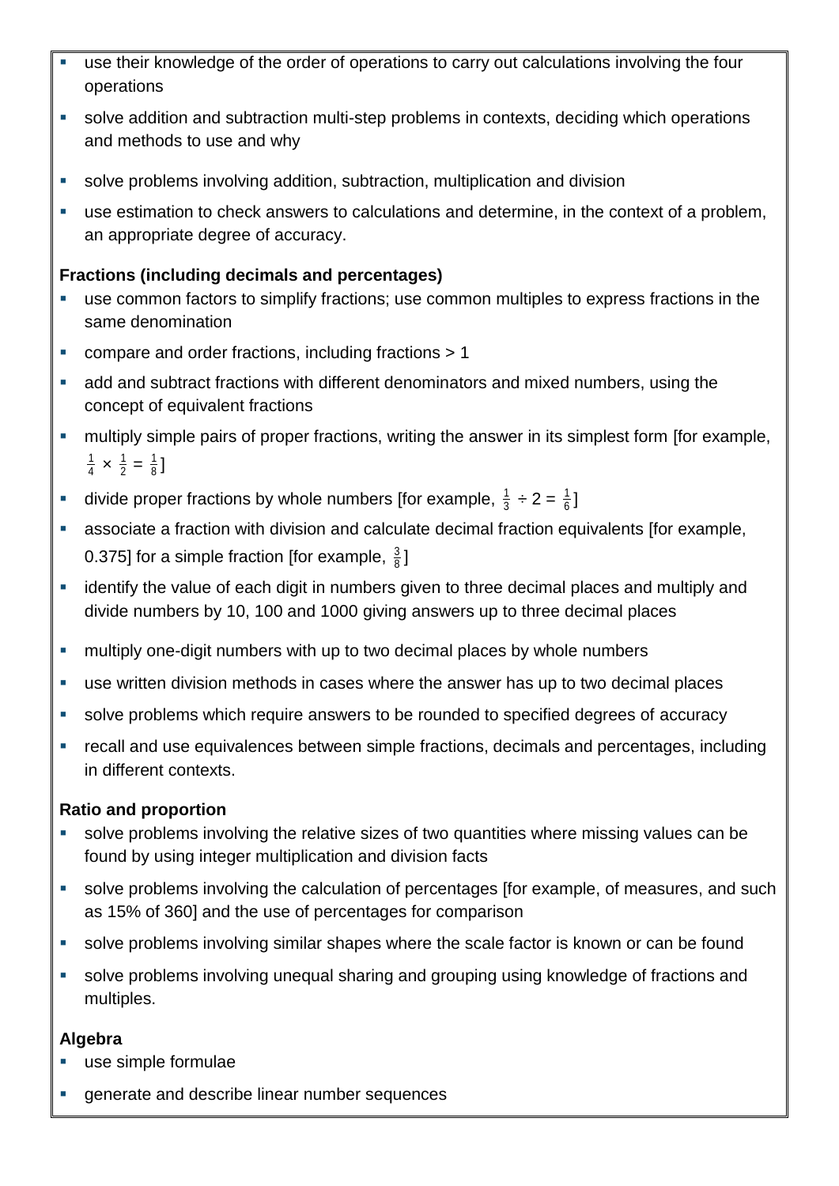- use their knowledge of the order of operations to carry out calculations involving the four operations
- solve addition and subtraction multi-step problems in contexts, deciding which operations and methods to use and why
- solve problems involving addition, subtraction, multiplication and division
- use estimation to check answers to calculations and determine, in the context of a problem, an appropriate degree of accuracy.

**Fractions (including decimals and percentages)**

- use common factors to simplify fractions; use common multiples to express fractions in the same denomination
- compare and order fractions, including fractions > 1
- add and subtract fractions with different denominators and mixed numbers, using the concept of equivalent fractions
- multiply simple pairs of proper fractions, writing the answer in its simplest form [for example, $\frac{1}{4} \times \frac{1}{2} = \frac{1}{8}$]
- divide proper fractions by whole numbers [for example, $\frac{1}{3} \div 2 = \frac{1}{6}$]
- associate a fraction with division and calculate decimal fraction equivalents [for example, 0.375] for a simple fraction [for example, $\frac{3}{8}$]
- identify the value of each digit in numbers given to three decimal places and multiply and divide numbers by 10, 100 and 1000 giving answers up to three decimal places
- multiply one-digit numbers with up to two decimal places by whole numbers
- use written division methods in cases where the answer has up to two decimal places
- solve problems which require answers to be rounded to specified degrees of accuracy
- recall and use equivalences between simple fractions, decimals and percentages, including in different contexts.

**Ratio and proportion**

- solve problems involving the relative sizes of two quantities where missing values can be found by using integer multiplication and division facts
- solve problems involving the calculation of percentages [for example, of measures, and such as 15% of 360] and the use of percentages for comparison
- solve problems involving similar shapes where the scale factor is known or can be found
- solve problems involving unequal sharing and grouping using knowledge of fractions and multiples.

**Algebra**

- use simple formulae
- generate and describe linear number sequences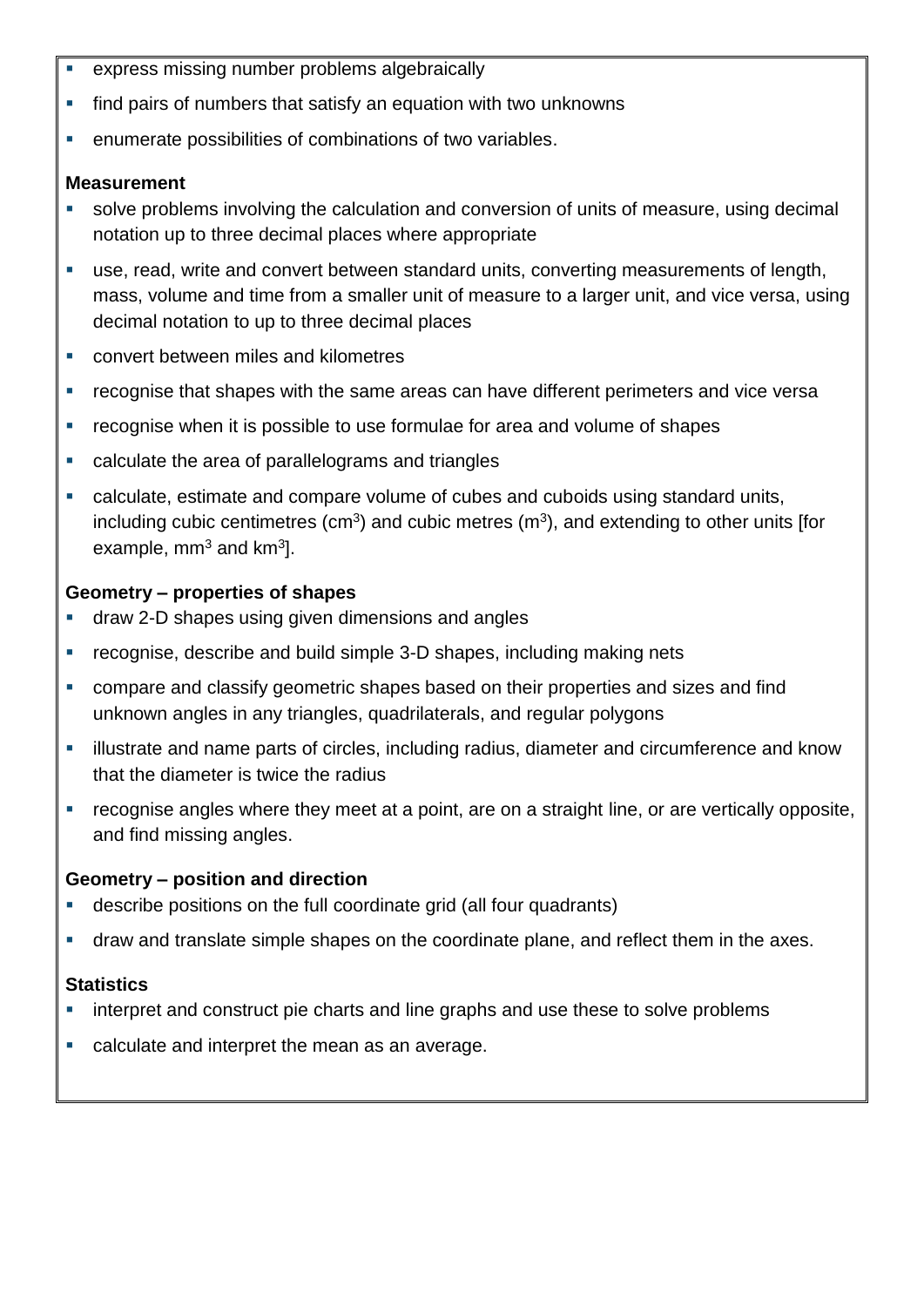- express missing number problems algebraically
- find pairs of numbers that satisfy an equation with two unknowns
- enumerate possibilities of combinations of two variables.

**Measurement**

- solve problems involving the calculation and conversion of units of measure, using decimal notation up to three decimal places where appropriate
- use, read, write and convert between standard units, converting measurements of length, mass, volume and time from a smaller unit of measure to a larger unit, and vice versa, using decimal notation to up to three decimal places
- convert between miles and kilometres
- recognise that shapes with the same areas can have different perimeters and vice versa
- recognise when it is possible to use formulae for area and volume of shapes
- calculate the area of parallelograms and triangles
- calculate, estimate and compare volume of cubes and cuboids using standard units, including cubic centimetres ($cm^3$) and cubic metres ($m^3$), and extending to other units [for example, $mm^3$ and $km^3$].

**Geometry – properties of shapes**

- draw 2-D shapes using given dimensions and angles
- recognise, describe and build simple 3-D shapes, including making nets
- compare and classify geometric shapes based on their properties and sizes and find unknown angles in any triangles, quadrilaterals, and regular polygons
- illustrate and name parts of circles, including radius, diameter and circumference and know that the diameter is twice the radius
- recognise angles where they meet at a point, are on a straight line, or are vertically opposite, and find missing angles.

**Geometry – position and direction**

- describe positions on the full coordinate grid (all four quadrants)
- draw and translate simple shapes on the coordinate plane, and reflect them in the axes.

**Statistics**

- interpret and construct pie charts and line graphs and use these to solve problems
- calculate and interpret the mean as an average.